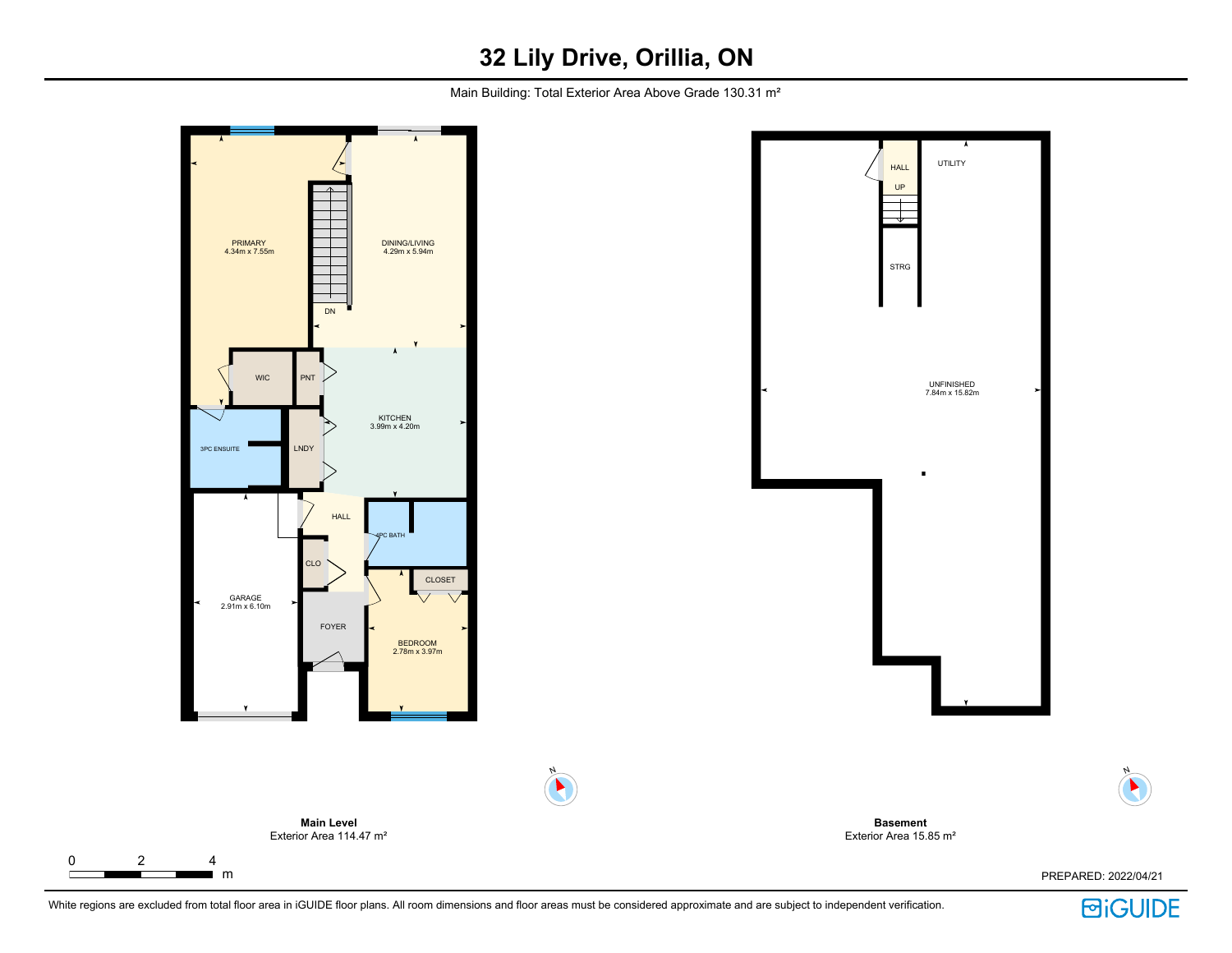# 32 Lily Drive, Orillia, ON

Main Building: Total Exterior Area Above Grade 130.31 m²

PRIMARY
4.34m x 7.55m

DN

DINING/LIVING
4.29m x 5.94m

WIC

PNT

KITCHEN
3.99m x 4.20m

3PC ENSUITE

LNDY

HALL

4PC BATH

CLO

CLOSET

GARAGE
2.91m x 6.10m

FOYER

BEDROOM
2.78m x 3.97m

**Main Level**
Exterior Area 114.47 m²

HALL

UP

UTILITY

STRG

UNFINISHED
7.84m x 15.82m

**Basement**
Exterior Area 15.85 m²

0 2 4 m

PREPARED: 2022/04/21

White regions are excluded from total floor area in iGUIDE floor plans. All room dimensions and floor areas must be considered approximate and are subject to independent verification.

iGUIDE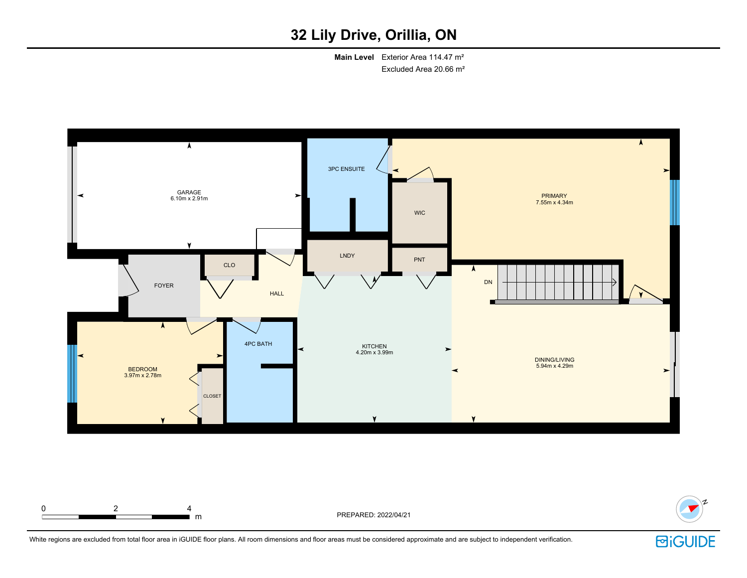# 32 Lily Drive, Orillia, ON

**Main Level** Exterior Area 114.47 m²
Excluded Area 20.66 m²

GARAGE
6.10m x 2.91m

3PC ENSUITE

PRIMARY
7.55m x 4.34m

WIC

LNDY

PNT

CLO

FOYER

HALL

DN

KITCHEN
4.20m x 3.99m

DINING/LIVING
5.94m x 4.29m

4PC BATH

BEDROOM
3.97m x 2.78m

CLOSET

0 2 4 m

PREPARED: 2022/04/21

N

White regions are excluded from total floor area in iGUIDE floor plans. All room dimensions and floor areas must be considered approximate and are subject to independent verification.

iGUIDE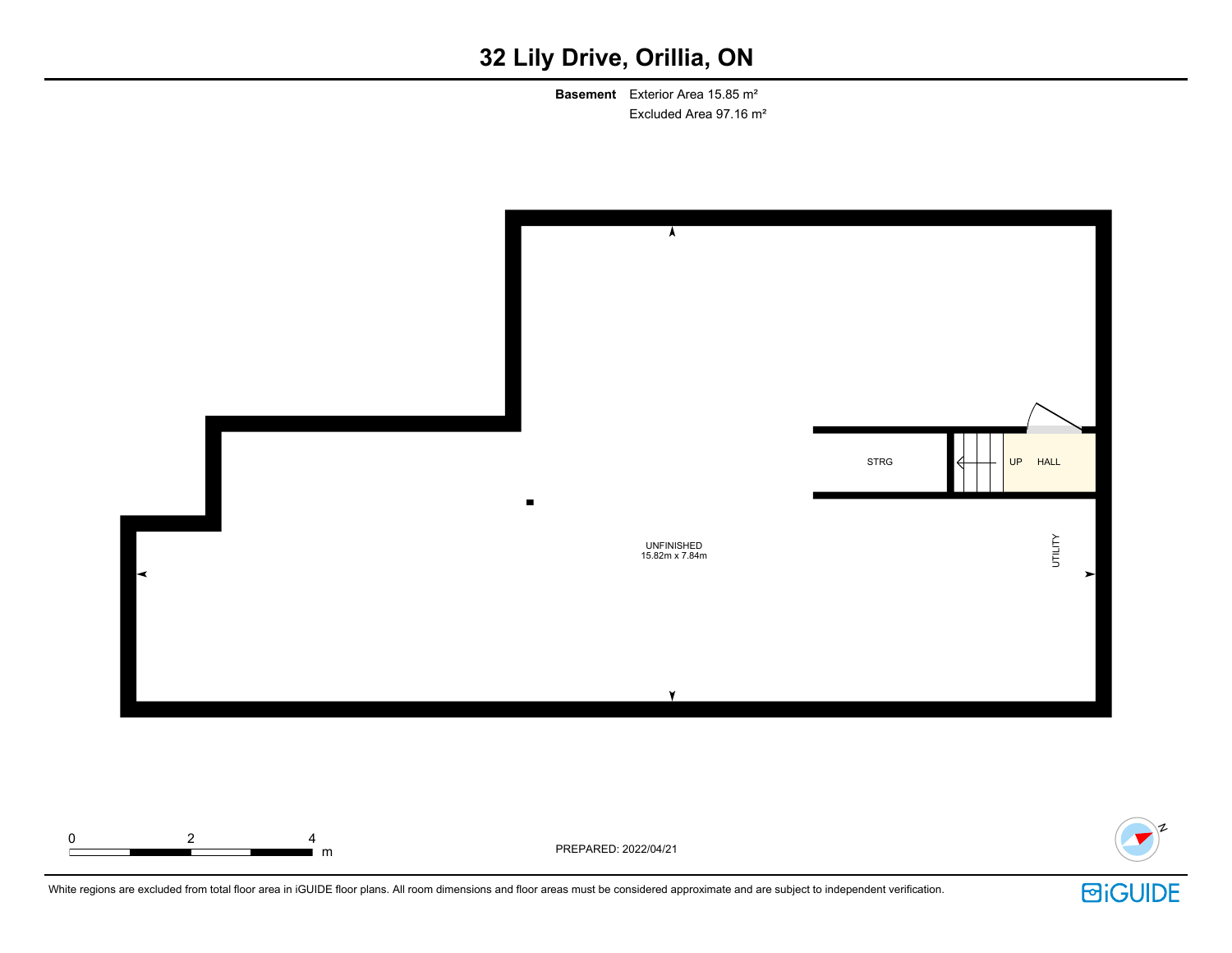# 32 Lily Drive, Orillia, ON

**Basement** Exterior Area 15.85 m²
Excluded Area 97.16 m²

STRG

UP HALL

UNFINISHED
15.82m x 7.84m

UTILITY

0 2 4 m

PREPARED: 2022/04/21

White regions are excluded from total floor area in iGUIDE floor plans. All room dimensions and floor areas must be considered approximate and are subject to independent verification.

iGUIDE